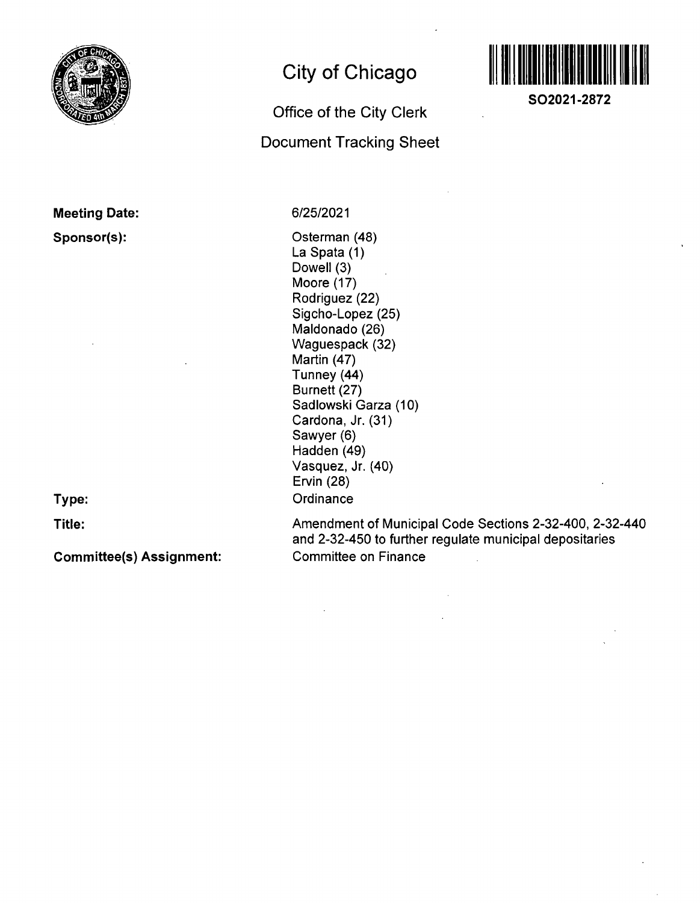# City of Chicago

## Office of the City Clerk

## Document Tracking Sheet

**SO2021-2872**

**Meeting Date:** 6/25/2021

**Sponsor(s):**
Osterman (48)
La Spata (1)
Dowell (3)
Moore (17)
Rodriguez (22)
Sigcho-Lopez (25)
Maldonado (26)
Waguespack (32)
Martin (47)
Tunney (44)
Burnett (27)
Sadlowski Garza (10)
Cardona, Jr. (31)
Sawyer (6)
Hadden (49)
Vasquez, Jr. (40)
Ervin (28)

**Type:** Ordinance

**Title:** Amendment of Municipal Code Sections 2-32-400, 2-32-440 and 2-32-450 to further regulate municipal depositaries

**Committee(s) Assignment:** Committee on Finance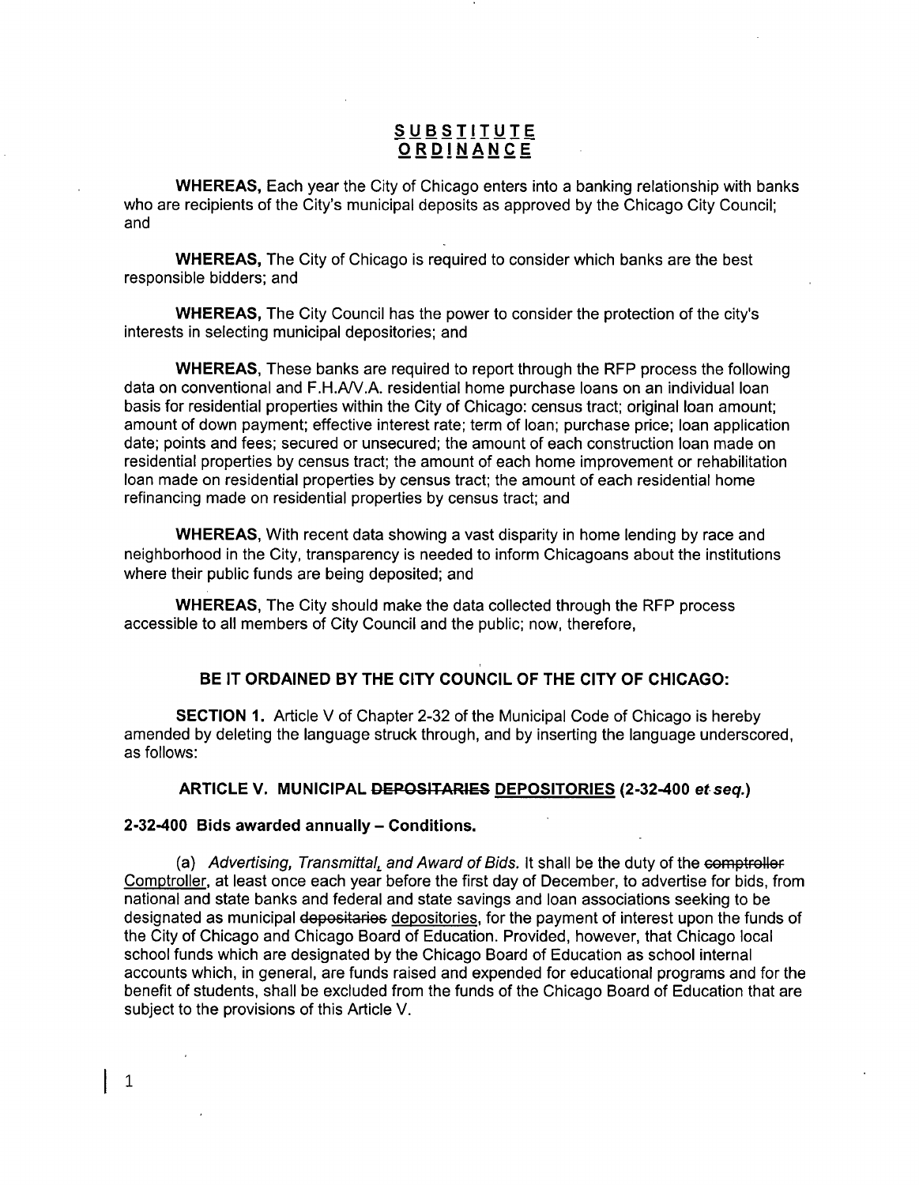**<u>SUBSTITUTE</u>**
**<u>ORDINANCE</u>**

**WHEREAS,** Each year the City of Chicago enters into a banking relationship with banks who are recipients of the City's municipal deposits as approved by the Chicago City Council; and

**WHEREAS,** The City of Chicago is required to consider which banks are the best responsible bidders; and

**WHEREAS,** The City Council has the power to consider the protection of the city's interests in selecting municipal depositories; and

**WHEREAS,** These banks are required to report through the RFP process the following data on conventional and F.H.A/V.A. residential home purchase loans on an individual loan basis for residential properties within the City of Chicago: census tract; original loan amount; amount of down payment; effective interest rate; term of loan; purchase price; loan application date; points and fees; secured or unsecured; the amount of each construction loan made on residential properties by census tract; the amount of each home improvement or rehabilitation loan made on residential properties by census tract; the amount of each residential home refinancing made on residential properties by census tract; and

**WHEREAS,** With recent data showing a vast disparity in home lending by race and neighborhood in the City, transparency is needed to inform Chicagoans about the institutions where their public funds are being deposited; and

**WHEREAS,** The City should make the data collected through the RFP process accessible to all members of City Council and the public; now, therefore,

**BE IT ORDAINED BY THE CITY COUNCIL OF THE CITY OF CHICAGO:**

**SECTION 1.** Article V of Chapter 2-32 of the Municipal Code of Chicago is hereby amended by deleting the language struck through, and by inserting the language underscored, as follows:

**ARTICLE V. MUNICIPAL ~~DEPOSITARIES~~ <u>DEPOSITORIES</u> (2-32-400 *et seq.*)**

**2-32-400 Bids awarded annually – Conditions.**

(a) *Advertising, Transmittal<u>,</u> and Award of Bids.* It shall be the duty of the ~~comptroller~~ <u>Comptroller</u>, at least once each year before the first day of December, to advertise for bids, from national and state banks and federal and state savings and loan associations seeking to be designated as municipal ~~depositaries~~ <u>depositories</u>, for the payment of interest upon the funds of the City of Chicago and Chicago Board of Education. Provided, however, that Chicago local school funds which are designated by the Chicago Board of Education as school internal accounts which, in general, are funds raised and expended for educational programs and for the benefit of students, shall be excluded from the funds of the Chicago Board of Education that are subject to the provisions of this Article V.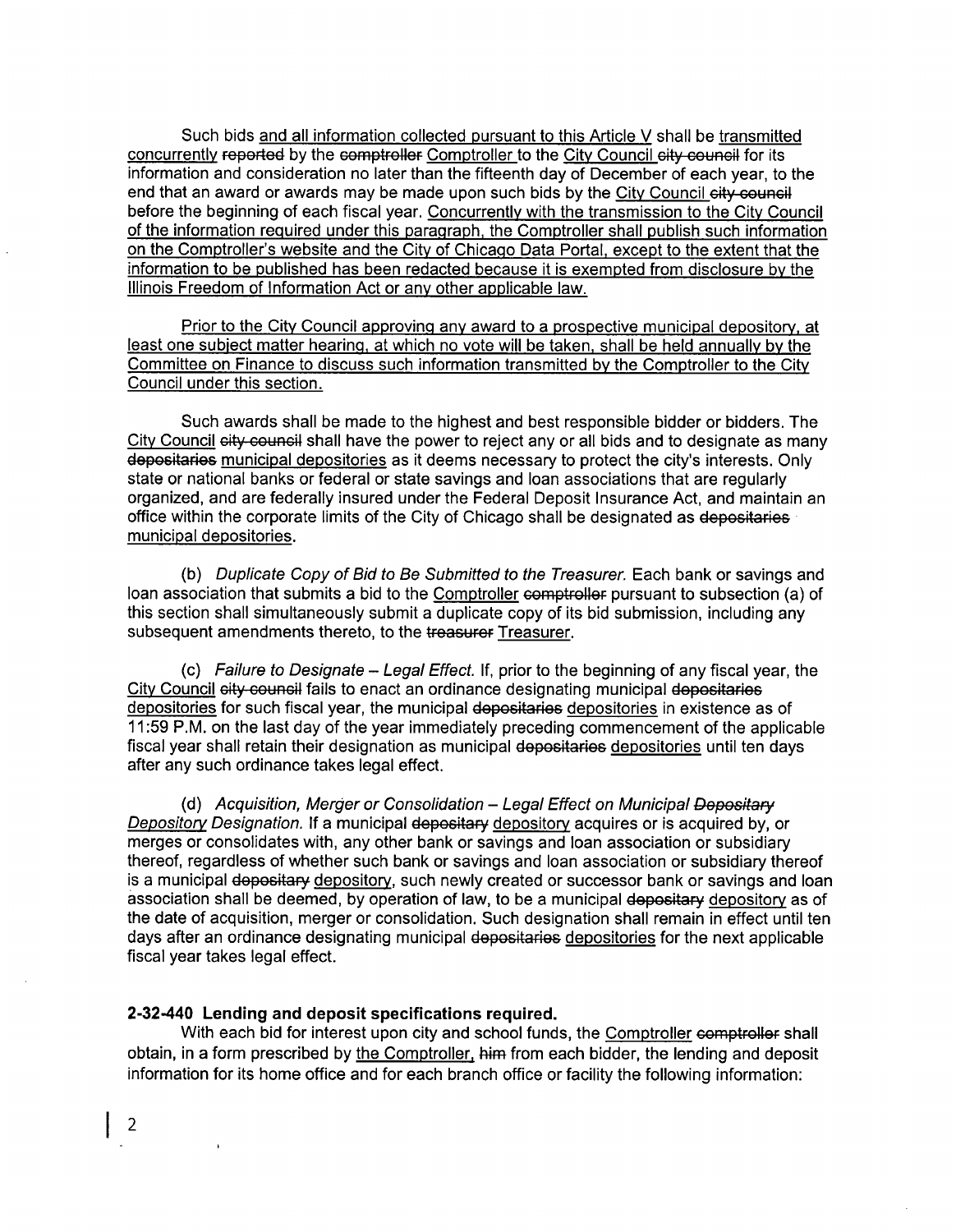Such bids and all information collected pursuant to this Article V shall be transmitted concurrently reported by the comptroller Comptroller to the City Council city council for its information and consideration no later than the fifteenth day of December of each year, to the end that an award or awards may be made upon such bids by the City Council city council before the beginning of each fiscal year. Concurrently with the transmission to the City Council of the information required under this paragraph, the Comptroller shall publish such information on the Comptroller's website and the City of Chicago Data Portal, except to the extent that the information to be published has been redacted because it is exempted from disclosure by the Illinois Freedom of Information Act or any other applicable law.

Prior to the City Council approving any award to a prospective municipal depository, at least one subject matter hearing, at which no vote will be taken, shall be held annually by the Committee on Finance to discuss such information transmitted by the Comptroller to the City Council under this section.

Such awards shall be made to the highest and best responsible bidder or bidders. The City Council city council shall have the power to reject any or all bids and to designate as many depositaries municipal depositories as it deems necessary to protect the city's interests. Only state or national banks or federal or state savings and loan associations that are regularly organized, and are federally insured under the Federal Deposit Insurance Act, and maintain an office within the corporate limits of the City of Chicago shall be designated as depositaries municipal depositories.

(b) *Duplicate Copy of Bid to Be Submitted to the Treasurer.* Each bank or savings and loan association that submits a bid to the Comptroller comptroller pursuant to subsection (a) of this section shall simultaneously submit a duplicate copy of its bid submission, including any subsequent amendments thereto, to the treasurer Treasurer.

(c) *Failure to Designate – Legal Effect.* If, prior to the beginning of any fiscal year, the City Council city council fails to enact an ordinance designating municipal depositaries depositories for such fiscal year, the municipal depositaries depositories in existence as of 11:59 P.M. on the last day of the year immediately preceding commencement of the applicable fiscal year shall retain their designation as municipal depositaries depositories until ten days after any such ordinance takes legal effect.

(d) *Acquisition, Merger or Consolidation – Legal Effect on Municipal Depositary Depository Designation.* If a municipal depositary depository acquires or is acquired by, or merges or consolidates with, any other bank or savings and loan association or subsidiary thereof, regardless of whether such bank or savings and loan association or subsidiary thereof is a municipal depositary depository, such newly created or successor bank or savings and loan association shall be deemed, by operation of law, to be a municipal depositary depository as of the date of acquisition, merger or consolidation. Such designation shall remain in effect until ten days after an ordinance designating municipal depositaries depositories for the next applicable fiscal year takes legal effect.

**2-32-440 Lending and deposit specifications required.**

With each bid for interest upon city and school funds, the Comptroller comptroller shall obtain, in a form prescribed by the Comptroller, him from each bidder, the lending and deposit information for its home office and for each branch office or facility the following information: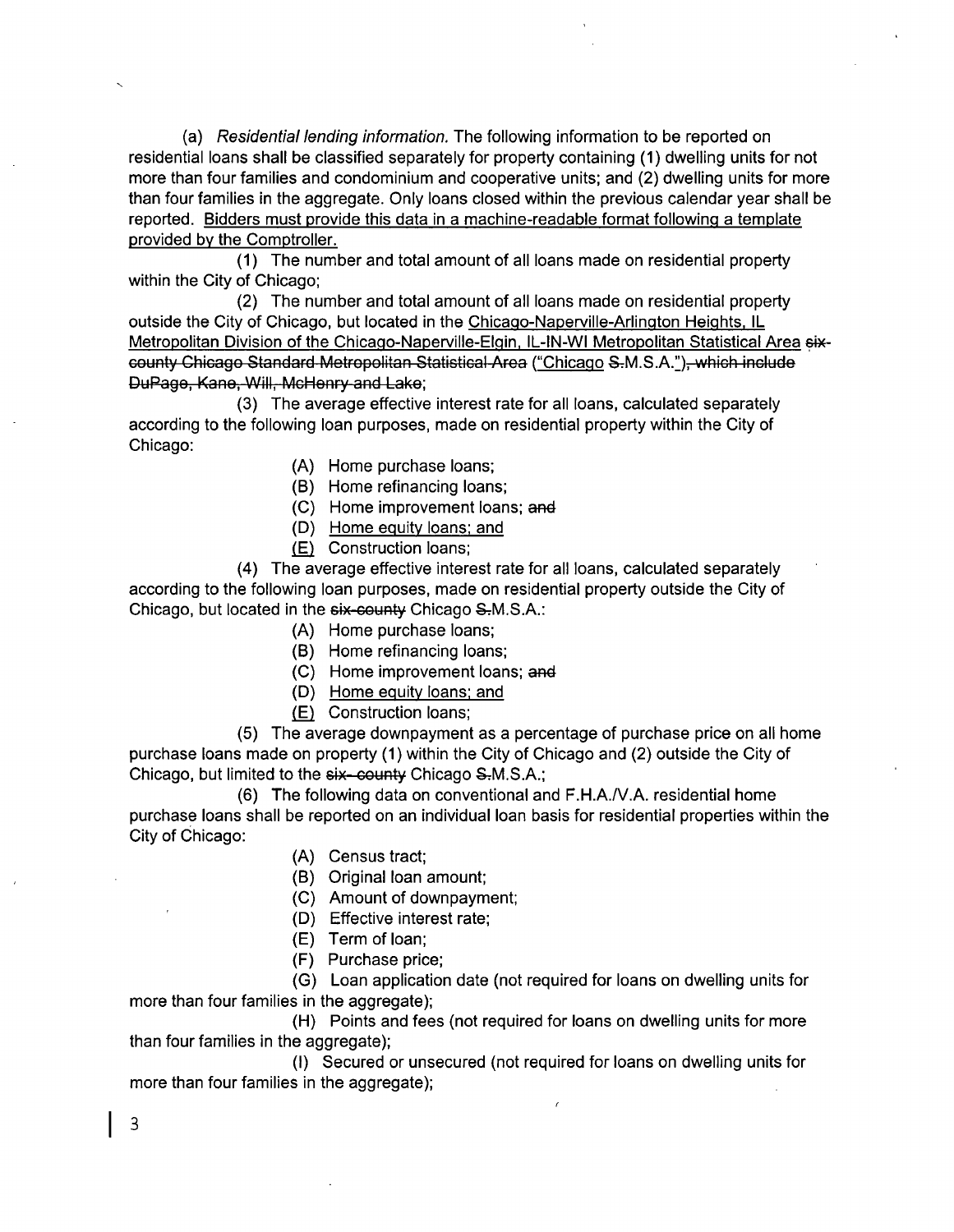(a) *Residential lending information.* The following information to be reported on residential loans shall be classified separately for property containing (1) dwelling units for not more than four families and condominium and cooperative units; and (2) dwelling units for more than four families in the aggregate. Only loans closed within the previous calendar year shall be reported. <u>Bidders must provide this data in a machine-readable format following a template provided by the Comptroller.</u>

(1) The number and total amount of all loans made on residential property within the City of Chicago;

(2) The number and total amount of all loans made on residential property outside the City of Chicago, but located in the <u>Chicago-Naperville-Arlington Heights, IL Metropolitan Division of the Chicago-Naperville-Elgin, IL-IN-WI Metropolitan Statistical Area</u> ~~six-county Chicago Standard Metropolitan Statistical Area~~ ("Chicago ~~S.~~M.S.A.<u>"</u>)~~, which include DuPage, Kane, Will, McHenry and Lake~~;

(3) The average effective interest rate for all loans, calculated separately according to the following loan purposes, made on residential property within the City of Chicago:

(A) Home purchase loans;
(B) Home refinancing loans;
(C) Home improvement loans; ~~and~~
(D) <u>Home equity loans; and</u>
<u>(E)</u> Construction loans;

(4) The average effective interest rate for all loans, calculated separately according to the following loan purposes, made on residential property outside the City of Chicago, but located in the ~~six-county~~ Chicago ~~S.~~M.S.A.:

(A) Home purchase loans;
(B) Home refinancing loans;
(C) Home improvement loans; ~~and~~
(D) <u>Home equity loans; and</u>
<u>(E)</u> Construction loans;

(5) The average downpayment as a percentage of purchase price on all home purchase loans made on property (1) within the City of Chicago and (2) outside the City of Chicago, but limited to the ~~six-county~~ Chicago ~~S.~~M.S.A.;

(6) The following data on conventional and F.H.A./V.A. residential home purchase loans shall be reported on an individual loan basis for residential properties within the City of Chicago:

(A) Census tract;
(B) Original loan amount;
(C) Amount of downpayment;
(D) Effective interest rate;
(E) Term of loan;
(F) Purchase price;
(G) Loan application date (not required for loans on dwelling units for more than four families in the aggregate);
(H) Points and fees (not required for loans on dwelling units for more than four families in the aggregate);
(I) Secured or unsecured (not required for loans on dwelling units for more than four families in the aggregate);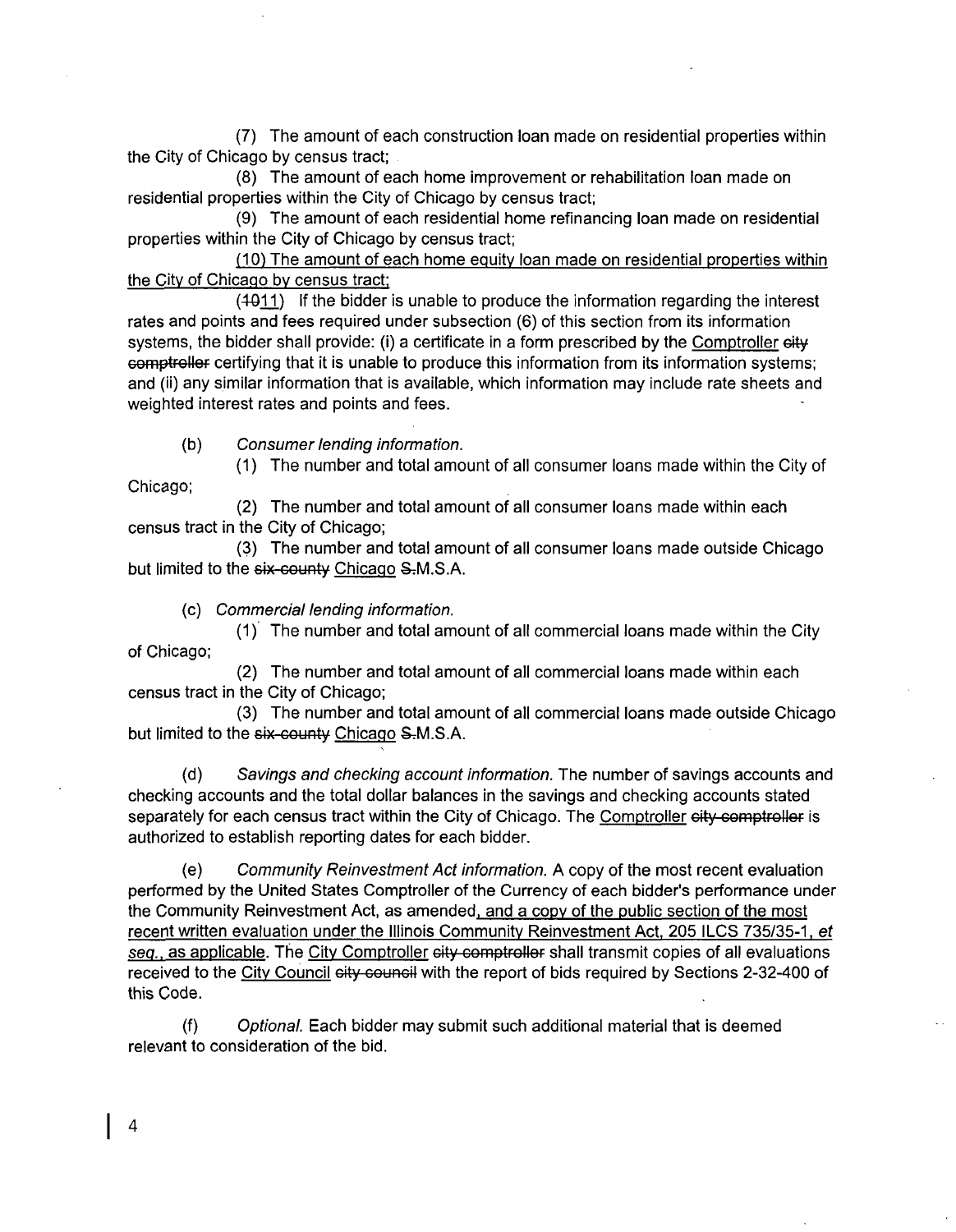(7) The amount of each construction loan made on residential properties within the City of Chicago by census tract;

(8) The amount of each home improvement or rehabilitation loan made on residential properties within the City of Chicago by census tract;

(9) The amount of each residential home refinancing loan made on residential properties within the City of Chicago by census tract;

<u>(10) The amount of each home equity loan made on residential properties within the City of Chicago by census tract;</u>

(~~10~~<u>11</u>) If the bidder is unable to produce the information regarding the interest rates and points and fees required under subsection (6) of this section from its information systems, the bidder shall provide: (i) a certificate in a form prescribed by the <u>Comptroller</u> ~~city comptroller~~ certifying that it is unable to produce this information from its information systems; and (ii) any similar information that is available, which information may include rate sheets and weighted interest rates and points and fees.

(b) *Consumer lending information.*

(1) The number and total amount of all consumer loans made within the City of Chicago;

(2) The number and total amount of all consumer loans made within each census tract in the City of Chicago;

(3) The number and total amount of all consumer loans made outside Chicago but limited to the ~~six-county~~ <u>Chicago</u> ~~S.~~M.S.A.

(c) *Commercial lending information.*

(1) The number and total amount of all commercial loans made within the City of Chicago;

(2) The number and total amount of all commercial loans made within each census tract in the City of Chicago;

(3) The number and total amount of all commercial loans made outside Chicago but limited to the ~~six-county~~ <u>Chicago</u> ~~S.~~M.S.A.

(d) *Savings and checking account information.* The number of savings accounts and checking accounts and the total dollar balances in the savings and checking accounts stated separately for each census tract within the City of Chicago. The <u>Comptroller</u> ~~city comptroller~~ is authorized to establish reporting dates for each bidder.

(e) *Community Reinvestment Act information.* A copy of the most recent evaluation performed by the United States Comptroller of the Currency of each bidder's performance under the Community Reinvestment Act, as amended<u>, and a copy of the public section of the most recent written evaluation under the Illinois Community Reinvestment Act, 205 ILCS 735/35-1, *et seq.*, as applicable</u>. The <u>City Comptroller</u> ~~city comptroller~~ shall transmit copies of all evaluations received to the <u>City Council</u> ~~city council~~ with the report of bids required by Sections 2-32-400 of this Code.

(f) *Optional.* Each bidder may submit such additional material that is deemed relevant to consideration of the bid.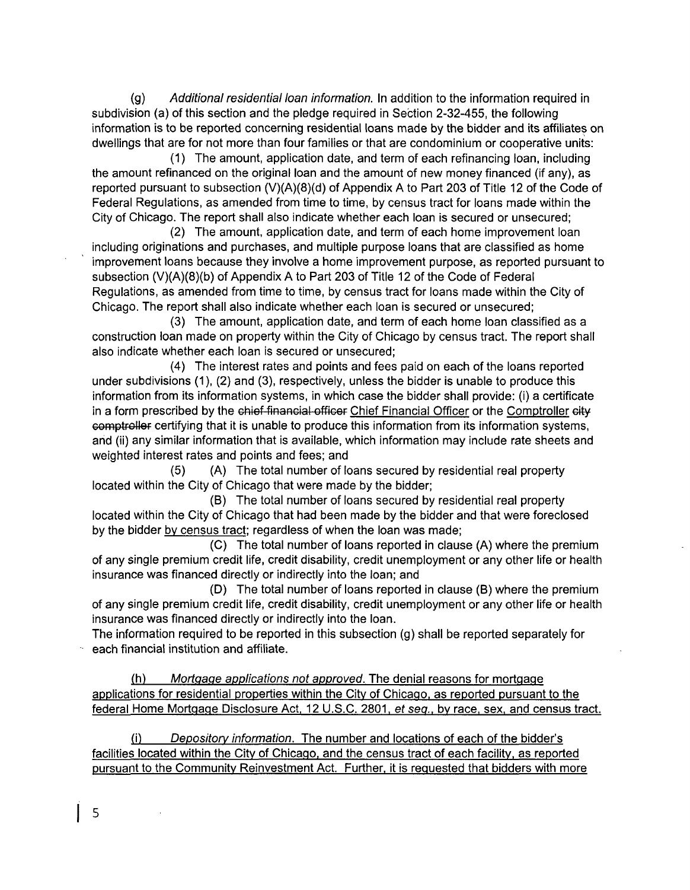(g) *Additional residential loan information.* In addition to the information required in subdivision (a) of this section and the pledge required in Section 2-32-455, the following information is to be reported concerning residential loans made by the bidder and its affiliates on dwellings that are for not more than four families or that are condominium or cooperative units:

(1) The amount, application date, and term of each refinancing loan, including the amount refinanced on the original loan and the amount of new money financed (if any), as reported pursuant to subsection (V)(A)(8)(d) of Appendix A to Part 203 of Title 12 of the Code of Federal Regulations, as amended from time to time, by census tract for loans made within the City of Chicago. The report shall also indicate whether each loan is secured or unsecured;

(2) The amount, application date, and term of each home improvement loan including originations and purchases, and multiple purpose loans that are classified as home improvement loans because they involve a home improvement purpose, as reported pursuant to subsection (V)(A)(8)(b) of Appendix A to Part 203 of Title 12 of the Code of Federal Regulations, as amended from time to time, by census tract for loans made within the City of Chicago. The report shall also indicate whether each loan is secured or unsecured;

(3) The amount, application date, and term of each home loan classified as a construction loan made on property within the City of Chicago by census tract. The report shall also indicate whether each loan is secured or unsecured;

(4) The interest rates and points and fees paid on each of the loans reported under subdivisions (1), (2) and (3), respectively, unless the bidder is unable to produce this information from its information systems, in which case the bidder shall provide: (i) a certificate in a form prescribed by the ~~chief financial officer~~ Chief Financial Officer or the Comptroller ~~city comptroller~~ certifying that it is unable to produce this information from its information systems, and (ii) any similar information that is available, which information may include rate sheets and weighted interest rates and points and fees; and

(5) (A) The total number of loans secured by residential real property located within the City of Chicago that were made by the bidder;

(B) The total number of loans secured by residential real property located within the City of Chicago that had been made by the bidder and that were foreclosed by the bidder by census tract; regardless of when the loan was made;

(C) The total number of loans reported in clause (A) where the premium of any single premium credit life, credit disability, credit unemployment or any other life or health insurance was financed directly or indirectly into the loan; and

(D) The total number of loans reported in clause (B) where the premium of any single premium credit life, credit disability, credit unemployment or any other life or health insurance was financed directly or indirectly into the loan.

The information required to be reported in this subsection (g) shall be reported separately for each financial institution and affiliate.

(h) *Mortgage applications not approved.* The denial reasons for mortgage applications for residential properties within the City of Chicago, as reported pursuant to the federal Home Mortgage Disclosure Act, 12 U.S.C. 2801, *et seq.*, by race, sex, and census tract.

(i) *Depository information.* The number and locations of each of the bidder's facilities located within the City of Chicago, and the census tract of each facility, as reported pursuant to the Community Reinvestment Act. Further, it is requested that bidders with more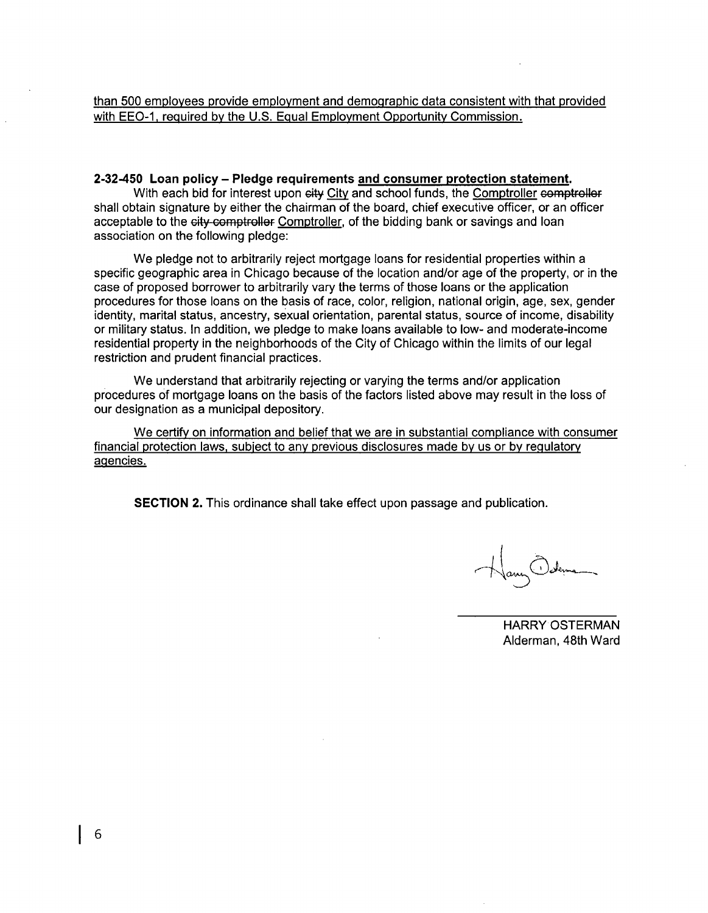than 500 employees provide employment and demographic data consistent with that provided with EEO-1, required by the U.S. Equal Employment Opportunity Commission.

**2-32-450 Loan policy – Pledge requirements and consumer protection statement.**

With each bid for interest upon ~~city~~ City and school funds, the Comptroller ~~comptroller~~ shall obtain signature by either the chairman of the board, chief executive officer, or an officer acceptable to the ~~city comptroller~~ Comptroller, of the bidding bank or savings and loan association on the following pledge:

We pledge not to arbitrarily reject mortgage loans for residential properties within a specific geographic area in Chicago because of the location and/or age of the property, or in the case of proposed borrower to arbitrarily vary the terms of those loans or the application procedures for those loans on the basis of race, color, religion, national origin, age, sex, gender identity, marital status, ancestry, sexual orientation, parental status, source of income, disability or military status. In addition, we pledge to make loans available to low- and moderate-income residential property in the neighborhoods of the City of Chicago within the limits of our legal restriction and prudent financial practices.

We understand that arbitrarily rejecting or varying the terms and/or application procedures of mortgage loans on the basis of the factors listed above may result in the loss of our designation as a municipal depository.

We certify on information and belief that we are in substantial compliance with consumer financial protection laws, subject to any previous disclosures made by us or by regulatory agencies.

**SECTION 2.** This ordinance shall take effect upon passage and publication.

HARRY OSTERMAN
Alderman, 48th Ward